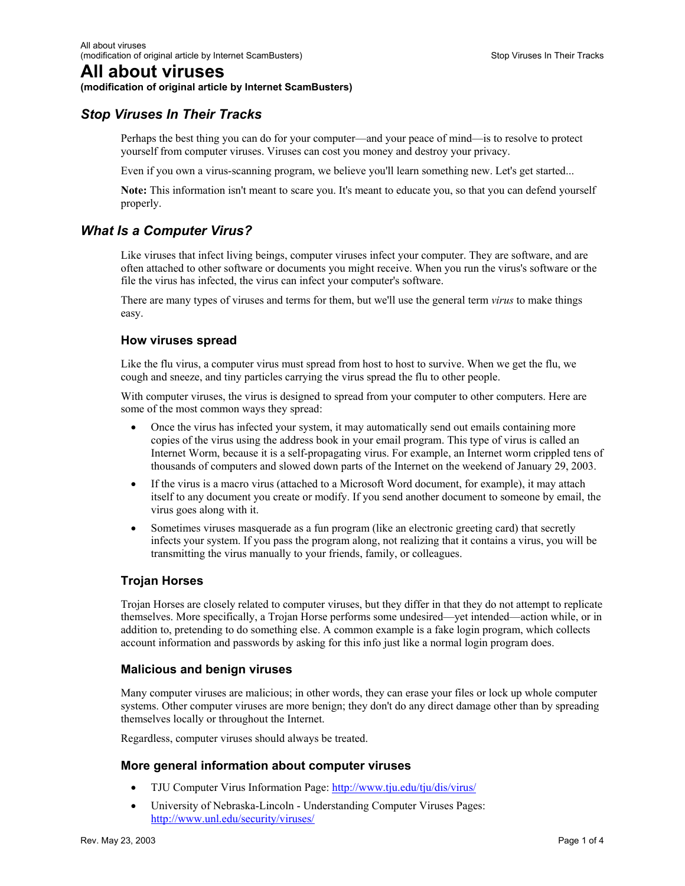# All about viruses

**(modification of original article by Internet ScamBusters)**

## *Stop Viruses In Their Tracks*

Perhaps the best thing you can do for your computer—and your peace of mind—is to resolve to protect yourself from computer viruses. Viruses can cost you money and destroy your privacy.

Even if you own a virus-scanning program, we believe you'll learn something new. Let's get started...

**Note:** This information isn't meant to scare you. It's meant to educate you, so that you can defend yourself properly.

## *What Is a Computer Virus?*

Like viruses that infect living beings, computer viruses infect your computer. They are software, and are often attached to other software or documents you might receive. When you run the virus's software or the file the virus has infected, the virus can infect your computer's software.

There are many types of viruses and terms for them, but we'll use the general term *virus* to make things easy.

### How viruses spread

Like the flu virus, a computer virus must spread from host to host to survive. When we get the flu, we cough and sneeze, and tiny particles carrying the virus spread the flu to other people.

With computer viruses, the virus is designed to spread from your computer to other computers. Here are some of the most common ways they spread:

- Once the virus has infected your system, it may automatically send out emails containing more copies of the virus using the address book in your email program. This type of virus is called an Internet Worm, because it is a self-propagating virus. For example, an Internet worm crippled tens of thousands of computers and slowed down parts of the Internet on the weekend of January 29, 2003.
- If the virus is a macro virus (attached to a Microsoft Word document, for example), it may attach itself to any document you create or modify. If you send another document to someone by email, the virus goes along with it.
- Sometimes viruses masquerade as a fun program (like an electronic greeting card) that secretly infects your system. If you pass the program along, not realizing that it contains a virus, you will be transmitting the virus manually to your friends, family, or colleagues.

### Trojan Horses

Trojan Horses are closely related to computer viruses, but they differ in that they do not attempt to replicate themselves. More specifically, a Trojan Horse performs some undesired—yet intended—action while, or in addition to, pretending to do something else. A common example is a fake login program, which collects account information and passwords by asking for this info just like a normal login program does.

### Malicious and benign viruses

Many computer viruses are malicious; in other words, they can erase your files or lock up whole computer systems. Other computer viruses are more benign; they don't do any direct damage other than by spreading themselves locally or throughout the Internet.

Regardless, computer viruses should always be treated.

### More general information about computer viruses

- TJU Computer Virus Information Page: http://www.tju.edu/tju/dis/virus/
- University of Nebraska-Lincoln - Understanding Computer Viruses Pages: http://www.unl.edu/security/viruses/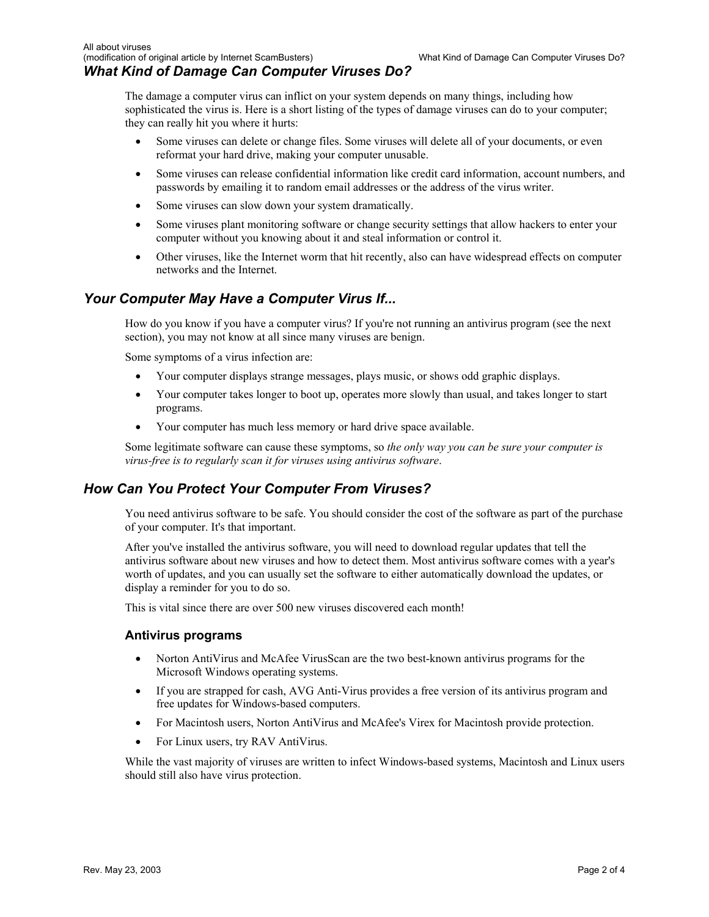## What Kind of Damage Can Computer Viruses Do?

The damage a computer virus can inflict on your system depends on many things, including how sophisticated the virus is. Here is a short listing of the types of damage viruses can do to your computer; they can really hit you where it hurts:

- Some viruses can delete or change files. Some viruses will delete all of your documents, or even reformat your hard drive, making your computer unusable.
- Some viruses can release confidential information like credit card information, account numbers, and passwords by emailing it to random email addresses or the address of the virus writer.
- Some viruses can slow down your system dramatically.
- Some viruses plant monitoring software or change security settings that allow hackers to enter your computer without you knowing about it and steal information or control it.
- Other viruses, like the Internet worm that hit recently, also can have widespread effects on computer networks and the Internet.

## Your Computer May Have a Computer Virus If...

How do you know if you have a computer virus? If you're not running an antivirus program (see the next section), you may not know at all since many viruses are benign.

Some symptoms of a virus infection are:

- Your computer displays strange messages, plays music, or shows odd graphic displays.
- Your computer takes longer to boot up, operates more slowly than usual, and takes longer to start programs.
- Your computer has much less memory or hard drive space available.

Some legitimate software can cause these symptoms, so *the only way you can be sure your computer is virus-free is to regularly scan it for viruses using antivirus software*.

## How Can You Protect Your Computer From Viruses?

You need antivirus software to be safe. You should consider the cost of the software as part of the purchase of your computer. It's that important.

After you've installed the antivirus software, you will need to download regular updates that tell the antivirus software about new viruses and how to detect them. Most antivirus software comes with a year's worth of updates, and you can usually set the software to either automatically download the updates, or display a reminder for you to do so.

This is vital since there are over 500 new viruses discovered each month!

### Antivirus programs

- Norton AntiVirus and McAfee VirusScan are the two best-known antivirus programs for the Microsoft Windows operating systems.
- If you are strapped for cash, AVG Anti-Virus provides a free version of its antivirus program and free updates for Windows-based computers.
- For Macintosh users, Norton AntiVirus and McAfee's Virex for Macintosh provide protection.
- For Linux users, try RAV AntiVirus.

While the vast majority of viruses are written to infect Windows-based systems, Macintosh and Linux users should still also have virus protection.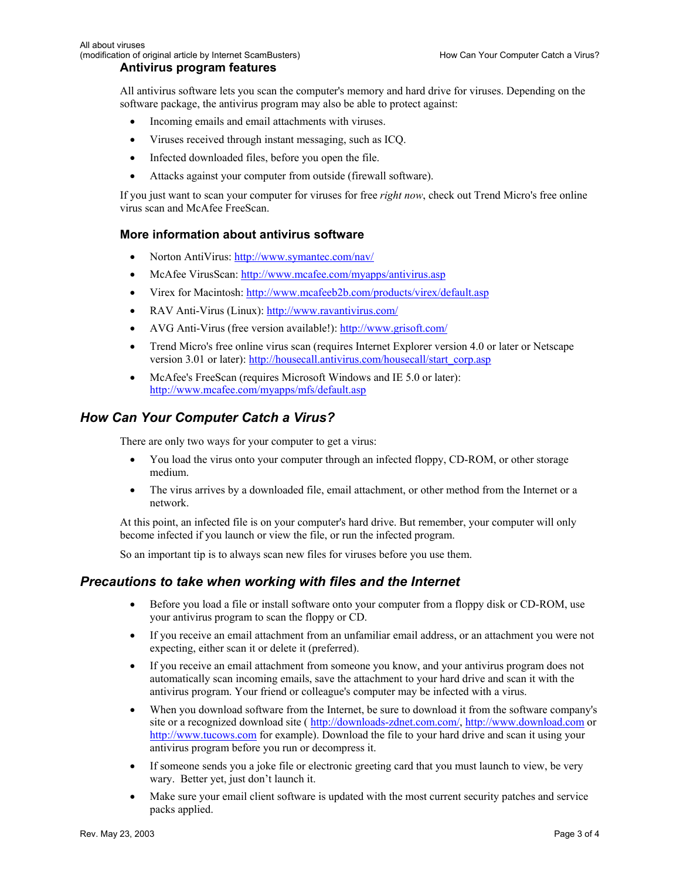### Antivirus program features

All antivirus software lets you scan the computer's memory and hard drive for viruses. Depending on the software package, the antivirus program may also be able to protect against:

- Incoming emails and email attachments with viruses.
- Viruses received through instant messaging, such as ICQ.
- Infected downloaded files, before you open the file.
- Attacks against your computer from outside (firewall software).

If you just want to scan your computer for viruses for free *right now*, check out Trend Micro's free online virus scan and McAfee FreeScan.

### More information about antivirus software

- Norton AntiVirus: http://www.symantec.com/nav/
- McAfee VirusScan: http://www.mcafee.com/myapps/antivirus.asp
- Virex for Macintosh: http://www.mcafeeb2b.com/products/virex/default.asp
- RAV Anti-Virus (Linux): http://www.ravantivirus.com/
- AVG Anti-Virus (free version available!): http://www.grisoft.com/
- Trend Micro's free online virus scan (requires Internet Explorer version 4.0 or later or Netscape version 3.01 or later): http://housecall.antivirus.com/housecall/start_corp.asp
- McAfee's FreeScan (requires Microsoft Windows and IE 5.0 or later): http://www.mcafee.com/myapps/mfs/default.asp

## *How Can Your Computer Catch a Virus?*

There are only two ways for your computer to get a virus:

- You load the virus onto your computer through an infected floppy, CD-ROM, or other storage medium.
- The virus arrives by a downloaded file, email attachment, or other method from the Internet or a network.

At this point, an infected file is on your computer's hard drive. But remember, your computer will only become infected if you launch or view the file, or run the infected program.

So an important tip is to always scan new files for viruses before you use them.

## *Precautions to take when working with files and the Internet*

- Before you load a file or install software onto your computer from a floppy disk or CD-ROM, use your antivirus program to scan the floppy or CD.
- If you receive an email attachment from an unfamiliar email address, or an attachment you were not expecting, either scan it or delete it (preferred).
- If you receive an email attachment from someone you know, and your antivirus program does not automatically scan incoming emails, save the attachment to your hard drive and scan it with the antivirus program. Your friend or colleague's computer may be infected with a virus.
- When you download software from the Internet, be sure to download it from the software company's site or a recognized download site ( http://downloads-zdnet.com.com/, http://www.download.com or http://www.tucows.com for example). Download the file to your hard drive and scan it using your antivirus program before you run or decompress it.
- If someone sends you a joke file or electronic greeting card that you must launch to view, be very wary. Better yet, just don't launch it.
- Make sure your email client software is updated with the most current security patches and service packs applied.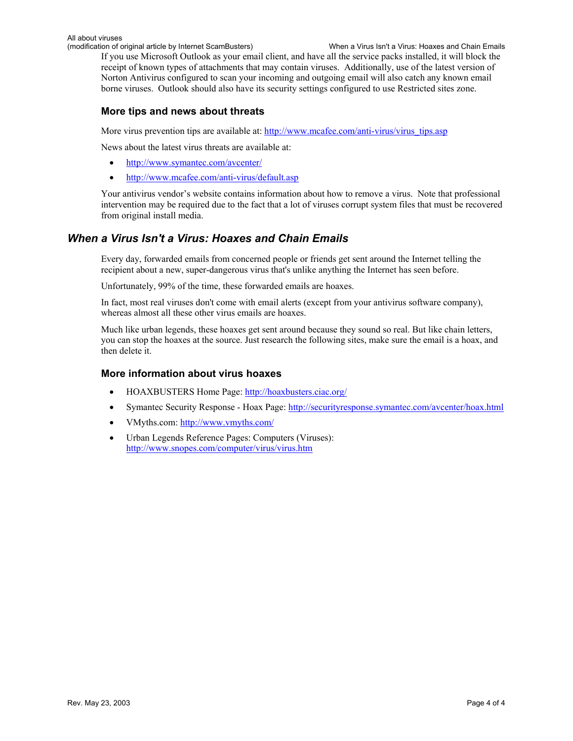If you use Microsoft Outlook as your email client, and have all the service packs installed, it will block the receipt of known types of attachments that may contain viruses. Additionally, use of the latest version of Norton Antivirus configured to scan your incoming and outgoing email will also catch any known email borne viruses. Outlook should also have its security settings configured to use Restricted sites zone.

### More tips and news about threats

More virus prevention tips are available at: http://www.mcafee.com/anti-virus/virus_tips.asp

News about the latest virus threats are available at:

- http://www.symantec.com/avcenter/
- http://www.mcafee.com/anti-virus/default.asp

Your antivirus vendor's website contains information about how to remove a virus. Note that professional intervention may be required due to the fact that a lot of viruses corrupt system files that must be recovered from original install media.

## *When a Virus Isn't a Virus: Hoaxes and Chain Emails*

Every day, forwarded emails from concerned people or friends get sent around the Internet telling the recipient about a new, super-dangerous virus that's unlike anything the Internet has seen before.

Unfortunately, 99% of the time, these forwarded emails are hoaxes.

In fact, most real viruses don't come with email alerts (except from your antivirus software company), whereas almost all these other virus emails are hoaxes.

Much like urban legends, these hoaxes get sent around because they sound so real. But like chain letters, you can stop the hoaxes at the source. Just research the following sites, make sure the email is a hoax, and then delete it.

### More information about virus hoaxes

- HOAXBUSTERS Home Page: http://hoaxbusters.ciac.org/
- Symantec Security Response - Hoax Page: http://securityresponse.symantec.com/avcenter/hoax.html
- VMyths.com: http://www.vmyths.com/
- Urban Legends Reference Pages: Computers (Viruses): http://www.snopes.com/computer/virus/virus.htm